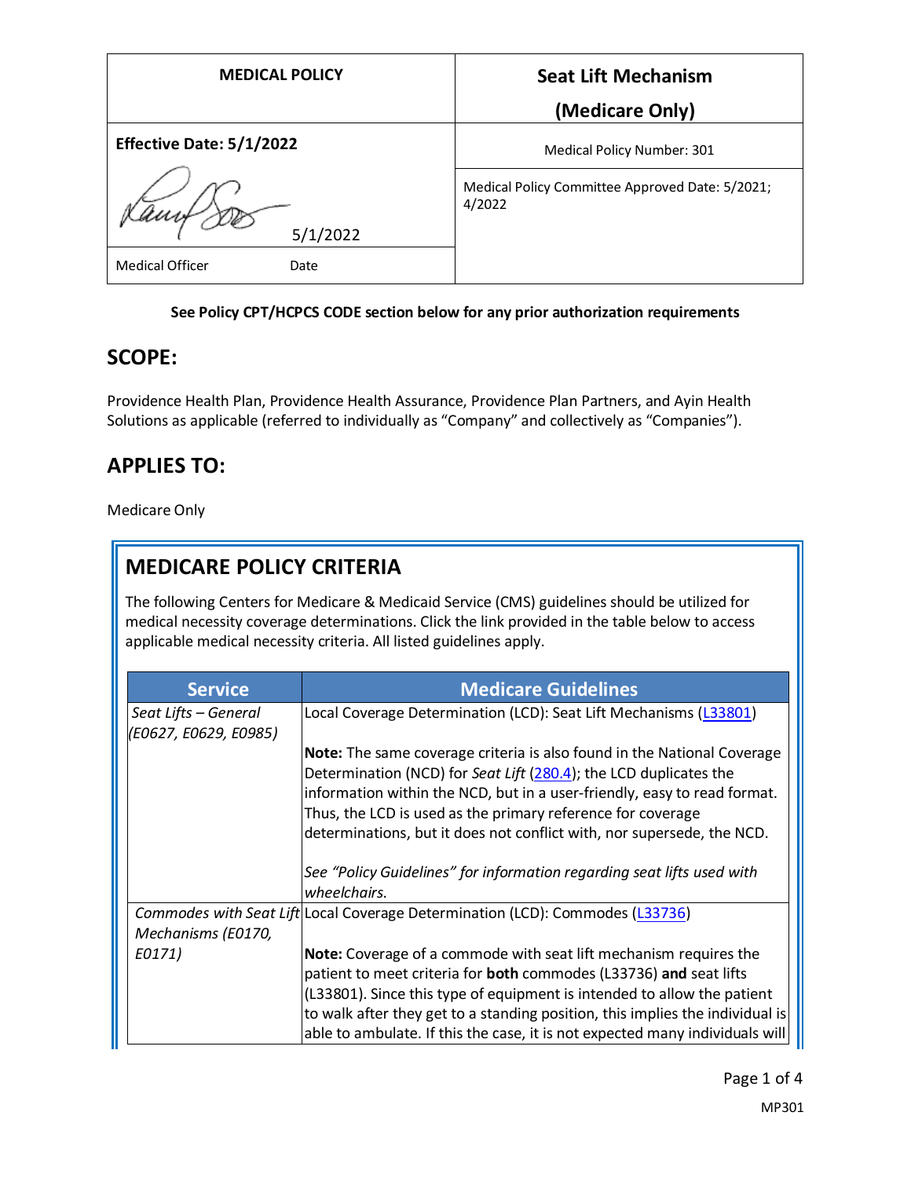| MEDICAL POLICY | Seat Lift Mechanism (Medicare Only) |
|---|---|
| Effective Date: 5/1/2022 | Medical Policy Number: 301 |
| 5/1/2022 | Medical Policy Committee Approved Date: 5/2021; 4/2022 |
| Medical Officer Date | |

**See Policy CPT/HCPCS CODE section below for any prior authorization requirements**

## SCOPE:

Providence Health Plan, Providence Health Assurance, Providence Plan Partners, and Ayin Health Solutions as applicable (referred to individually as "Company" and collectively as "Companies").

## APPLIES TO:

Medicare Only

## MEDICARE POLICY CRITERIA

The following Centers for Medicare & Medicaid Service (CMS) guidelines should be utilized for medical necessity coverage determinations. Click the link provided in the table below to access applicable medical necessity criteria. All listed guidelines apply.

| Service | Medicare Guidelines |
|---|---|
| *Seat Lifts – General (E0627, E0629, E0985)* | Local Coverage Determination (LCD): Seat Lift Mechanisms (L33801)<br><br>**Note:** The same coverage criteria is also found in the National Coverage Determination (NCD) for *Seat Lift* (280.4); the LCD duplicates the information within the NCD, but in a user-friendly, easy to read format. Thus, the LCD is used as the primary reference for coverage determinations, but it does not conflict with, nor supersede, the NCD.<br><br>*See "Policy Guidelines" for information regarding seat lifts used with wheelchairs.* |
| *Commodes with Seat Lift Mechanisms (E0170, E0171)* | Local Coverage Determination (LCD): Commodes (L33736)<br><br>**Note:** Coverage of a commode with seat lift mechanism requires the patient to meet criteria for **both** commodes (L33736) **and** seat lifts (L33801). Since this type of equipment is intended to allow the patient to walk after they get to a standing position, this implies the individual is able to ambulate. If this the case, it is not expected many individuals will |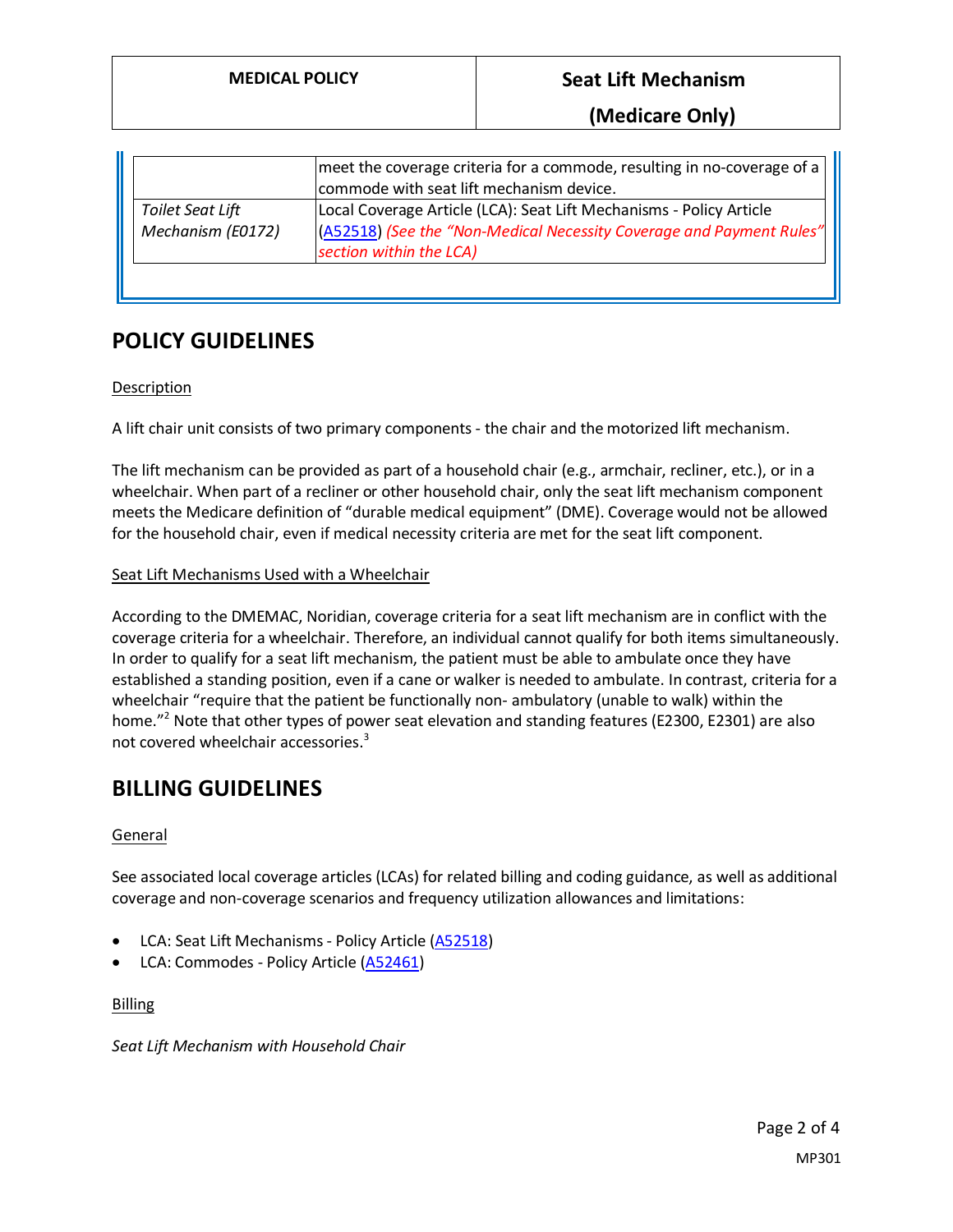|  |  |
|---|---|
|  | meet the coverage criteria for a commode, resulting in no-coverage of a commode with seat lift mechanism device. |
| *Toilet Seat Lift Mechanism (E0172)* | Local Coverage Article (LCA): Seat Lift Mechanisms - Policy Article (A52518) *(See the "Non-Medical Necessity Coverage and Payment Rules" section within the LCA)* |

# POLICY GUIDELINES

Description

A lift chair unit consists of two primary components - the chair and the motorized lift mechanism.

The lift mechanism can be provided as part of a household chair (e.g., armchair, recliner, etc.), or in a wheelchair. When part of a recliner or other household chair, only the seat lift mechanism component meets the Medicare definition of "durable medical equipment" (DME). Coverage would not be allowed for the household chair, even if medical necessity criteria are met for the seat lift component.

Seat Lift Mechanisms Used with a Wheelchair

According to the DMEMAC, Noridian, coverage criteria for a seat lift mechanism are in conflict with the coverage criteria for a wheelchair. Therefore, an individual cannot qualify for both items simultaneously. In order to qualify for a seat lift mechanism, the patient must be able to ambulate once they have established a standing position, even if a cane or walker is needed to ambulate. In contrast, criteria for a wheelchair "require that the patient be functionally non- ambulatory (unable to walk) within the home."[2] Note that other types of power seat elevation and standing features (E2300, E2301) are also not covered wheelchair accessories.[3]

# BILLING GUIDELINES

General

See associated local coverage articles (LCAs) for related billing and coding guidance, as well as additional coverage and non-coverage scenarios and frequency utilization allowances and limitations:

- LCA: Seat Lift Mechanisms - Policy Article (A52518)
- LCA: Commodes - Policy Article (A52461)

Billing

*Seat Lift Mechanism with Household Chair*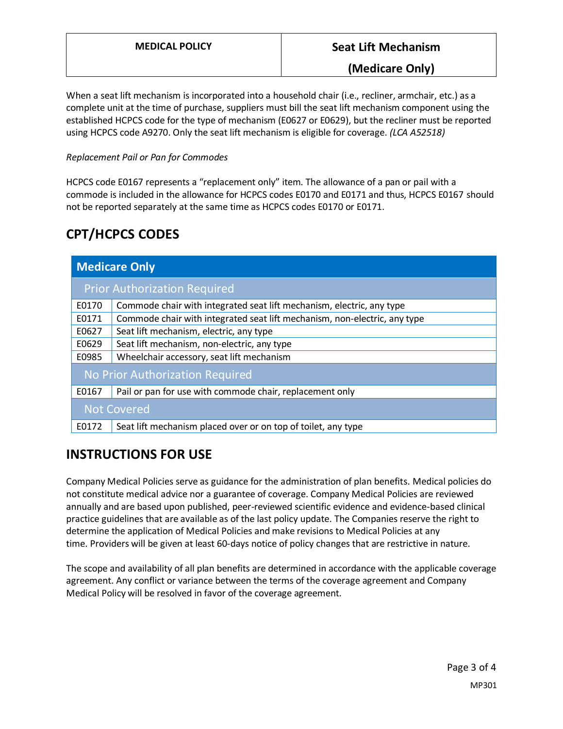When a seat lift mechanism is incorporated into a household chair (i.e., recliner, armchair, etc.) as a complete unit at the time of purchase, suppliers must bill the seat lift mechanism component using the established HCPCS code for the type of mechanism (E0627 or E0629), but the recliner must be reported using HCPCS code A9270. Only the seat lift mechanism is eligible for coverage. *(LCA A52518)*

*Replacement Pail or Pan for Commodes*

HCPCS code E0167 represents a "replacement only" item. The allowance of a pan or pail with a commode is included in the allowance for HCPCS codes E0170 and E0171 and thus, HCPCS E0167 should not be reported separately at the same time as HCPCS codes E0170 or E0171.

## CPT/HCPCS CODES

| Medicare Only | |
|---|---|
| **Prior Authorization Required** | |
| E0170 | Commode chair with integrated seat lift mechanism, electric, any type |
| E0171 | Commode chair with integrated seat lift mechanism, non-electric, any type |
| E0627 | Seat lift mechanism, electric, any type |
| E0629 | Seat lift mechanism, non-electric, any type |
| E0985 | Wheelchair accessory, seat lift mechanism |
| **No Prior Authorization Required** | |
| E0167 | Pail or pan for use with commode chair, replacement only |
| **Not Covered** | |
| E0172 | Seat lift mechanism placed over or on top of toilet, any type |

## INSTRUCTIONS FOR USE

Company Medical Policies serve as guidance for the administration of plan benefits. Medical policies do not constitute medical advice nor a guarantee of coverage. Company Medical Policies are reviewed annually and are based upon published, peer-reviewed scientific evidence and evidence-based clinical practice guidelines that are available as of the last policy update. The Companies reserve the right to determine the application of Medical Policies and make revisions to Medical Policies at any time. Providers will be given at least 60-days notice of policy changes that are restrictive in nature.

The scope and availability of all plan benefits are determined in accordance with the applicable coverage agreement. Any conflict or variance between the terms of the coverage agreement and Company Medical Policy will be resolved in favor of the coverage agreement.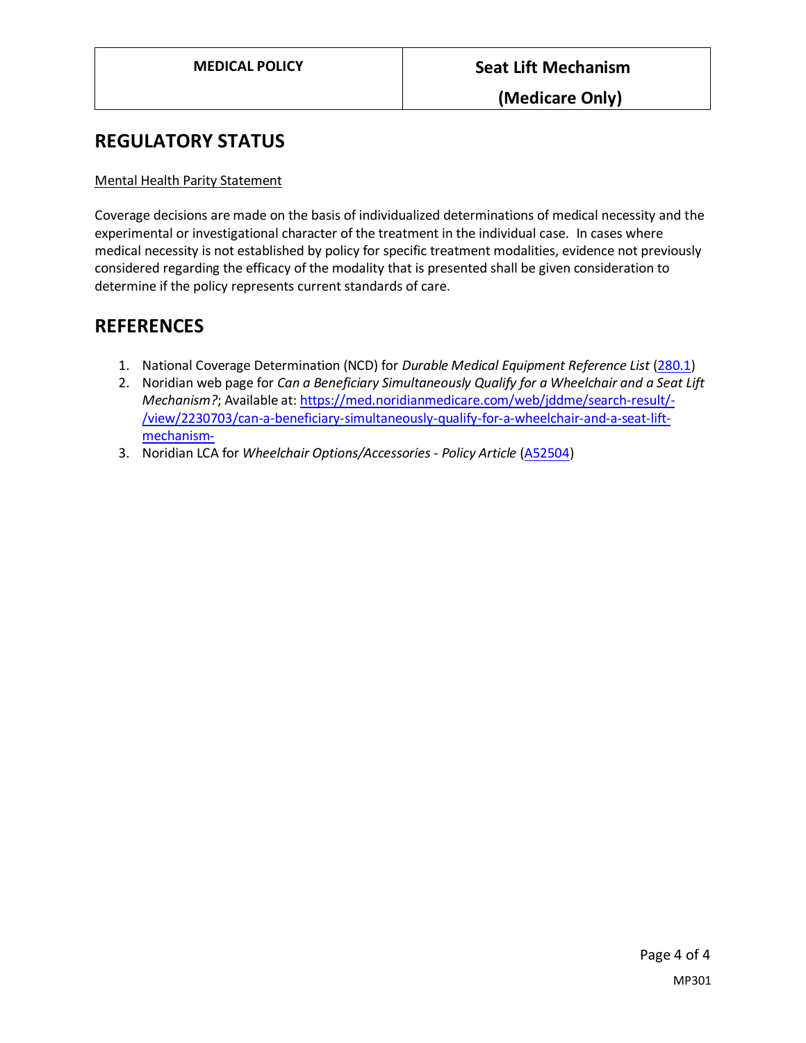## REGULATORY STATUS

Mental Health Parity Statement

Coverage decisions are made on the basis of individualized determinations of medical necessity and the experimental or investigational character of the treatment in the individual case. In cases where medical necessity is not established by policy for specific treatment modalities, evidence not previously considered regarding the efficacy of the modality that is presented shall be given consideration to determine if the policy represents current standards of care.

## REFERENCES

1. National Coverage Determination (NCD) for *Durable Medical Equipment Reference List* (280.1)
2. Noridian web page for *Can a Beneficiary Simultaneously Qualify for a Wheelchair and a Seat Lift Mechanism?*; Available at: https://med.noridianmedicare.com/web/jddme/search-result/-/view/2230703/can-a-beneficiary-simultaneously-qualify-for-a-wheelchair-and-a-seat-lift-mechanism-
3. Noridian LCA for *Wheelchair Options/Accessories - Policy Article* (A52504)